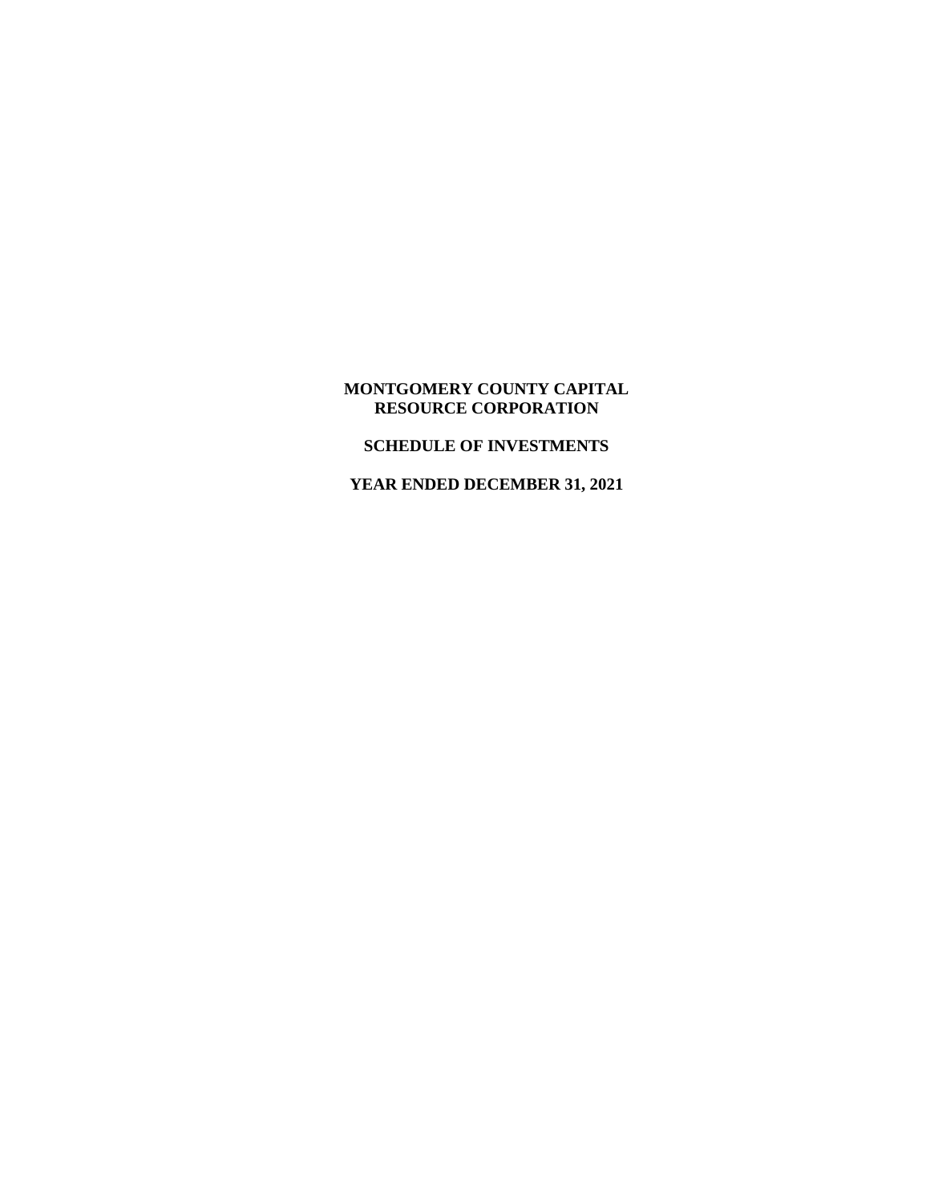# MONTGOMERY COUNTY CAPITAL RESOURCE CORPORATION

## SCHEDULE OF INVESTMENTS

## YEAR ENDED DECEMBER 31, 2021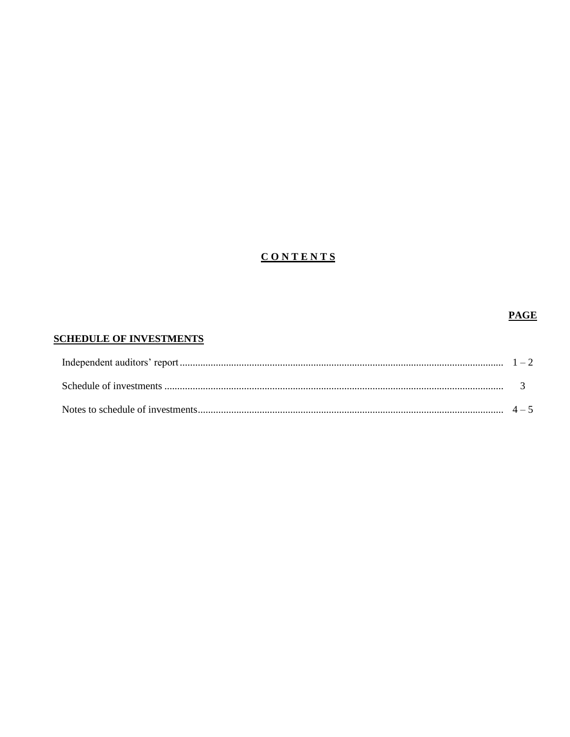# C O N T E N T S

| | PAGE |
|---|---|
| **SCHEDULE OF INVESTMENTS** | |
| Independent auditors' report | 1 – 2 |
| Schedule of investments | 3 |
| Notes to schedule of investments | 4 – 5 |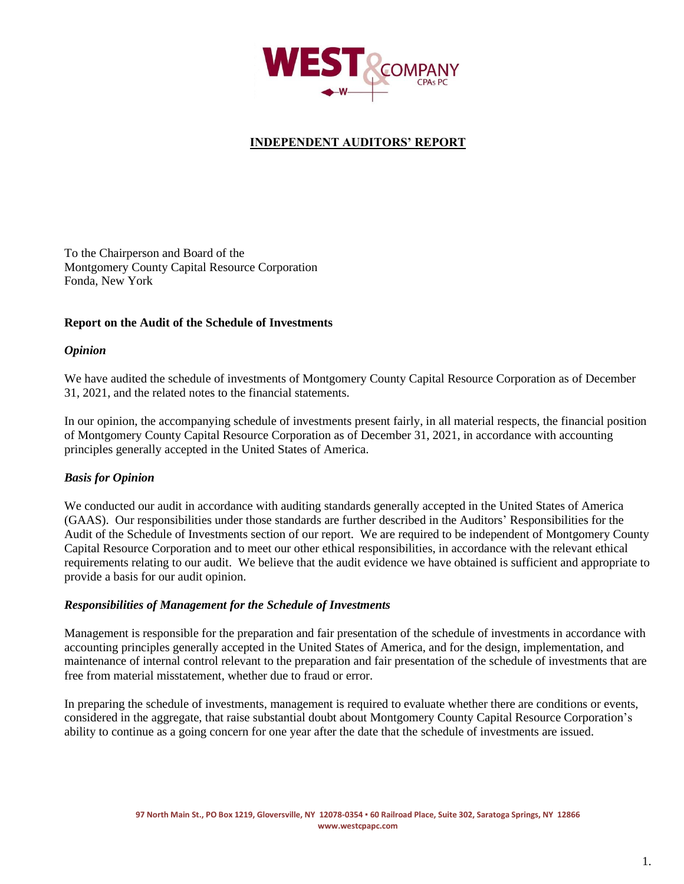# INDEPENDENT AUDITORS' REPORT

To the Chairperson and Board of the
Montgomery County Capital Resource Corporation
Fonda, New York

**Report on the Audit of the Schedule of Investments**

***Opinion***

We have audited the schedule of investments of Montgomery County Capital Resource Corporation as of December 31, 2021, and the related notes to the financial statements.

In our opinion, the accompanying schedule of investments present fairly, in all material respects, the financial position of Montgomery County Capital Resource Corporation as of December 31, 2021, in accordance with accounting principles generally accepted in the United States of America.

***Basis for Opinion***

We conducted our audit in accordance with auditing standards generally accepted in the United States of America (GAAS). Our responsibilities under those standards are further described in the Auditors' Responsibilities for the Audit of the Schedule of Investments section of our report. We are required to be independent of Montgomery County Capital Resource Corporation and to meet our other ethical responsibilities, in accordance with the relevant ethical requirements relating to our audit. We believe that the audit evidence we have obtained is sufficient and appropriate to provide a basis for our audit opinion.

***Responsibilities of Management for the Schedule of Investments***

Management is responsible for the preparation and fair presentation of the schedule of investments in accordance with accounting principles generally accepted in the United States of America, and for the design, implementation, and maintenance of internal control relevant to the preparation and fair presentation of the schedule of investments that are free from material misstatement, whether due to fraud or error.

In preparing the schedule of investments, management is required to evaluate whether there are conditions or events, considered in the aggregate, that raise substantial doubt about Montgomery County Capital Resource Corporation's ability to continue as a going concern for one year after the date that the schedule of investments are issued.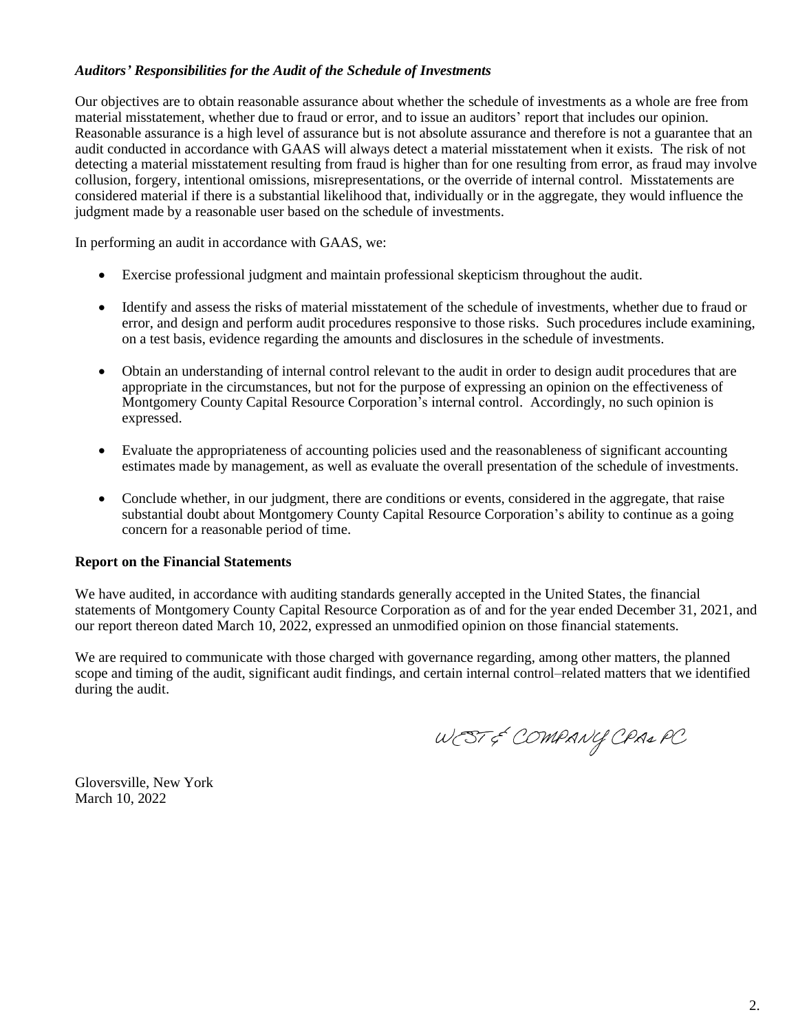### *Auditors' Responsibilities for the Audit of the Schedule of Investments*

Our objectives are to obtain reasonable assurance about whether the schedule of investments as a whole are free from material misstatement, whether due to fraud or error, and to issue an auditors' report that includes our opinion. Reasonable assurance is a high level of assurance but is not absolute assurance and therefore is not a guarantee that an audit conducted in accordance with GAAS will always detect a material misstatement when it exists. The risk of not detecting a material misstatement resulting from fraud is higher than for one resulting from error, as fraud may involve collusion, forgery, intentional omissions, misrepresentations, or the override of internal control. Misstatements are considered material if there is a substantial likelihood that, individually or in the aggregate, they would influence the judgment made by a reasonable user based on the schedule of investments.

In performing an audit in accordance with GAAS, we:

- Exercise professional judgment and maintain professional skepticism throughout the audit.
- Identify and assess the risks of material misstatement of the schedule of investments, whether due to fraud or error, and design and perform audit procedures responsive to those risks. Such procedures include examining, on a test basis, evidence regarding the amounts and disclosures in the schedule of investments.
- Obtain an understanding of internal control relevant to the audit in order to design audit procedures that are appropriate in the circumstances, but not for the purpose of expressing an opinion on the effectiveness of Montgomery County Capital Resource Corporation's internal control. Accordingly, no such opinion is expressed.
- Evaluate the appropriateness of accounting policies used and the reasonableness of significant accounting estimates made by management, as well as evaluate the overall presentation of the schedule of investments.
- Conclude whether, in our judgment, there are conditions or events, considered in the aggregate, that raise substantial doubt about Montgomery County Capital Resource Corporation's ability to continue as a going concern for a reasonable period of time.

### Report on the Financial Statements

We have audited, in accordance with auditing standards generally accepted in the United States, the financial statements of Montgomery County Capital Resource Corporation as of and for the year ended December 31, 2021, and our report thereon dated March 10, 2022, expressed an unmodified opinion on those financial statements.

We are required to communicate with those charged with governance regarding, among other matters, the planned scope and timing of the audit, significant audit findings, and certain internal control–related matters that we identified during the audit.

WEST & COMPANY CPAs PC

Gloversville, New York
March 10, 2022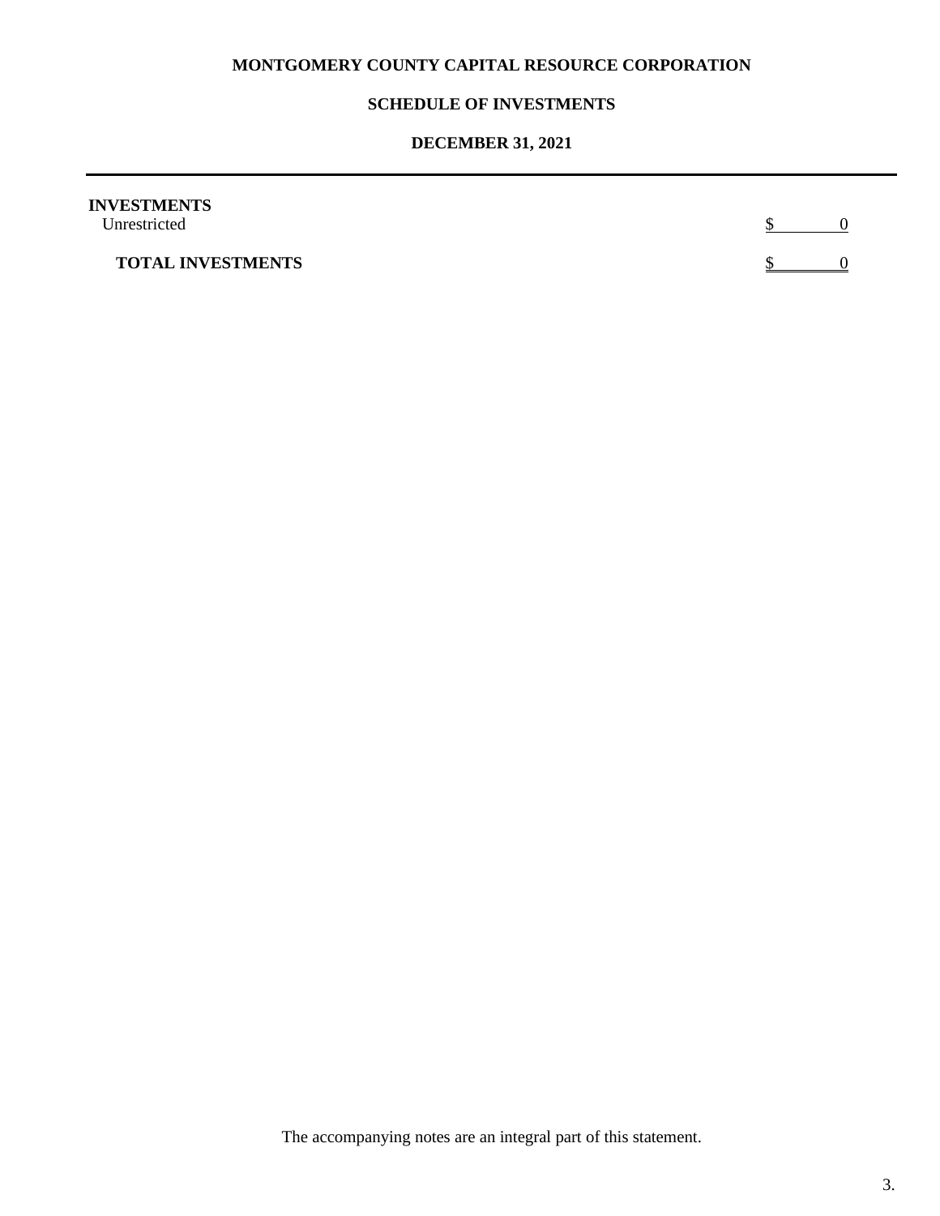**MONTGOMERY COUNTY CAPITAL RESOURCE CORPORATION**

**SCHEDULE OF INVESTMENTS**

**DECEMBER 31, 2021**

| | |
|---|---|
| **INVESTMENTS** | |
| Unrestricted | $ 0 |
| **TOTAL INVESTMENTS** | $ 0 |

The accompanying notes are an integral part of this statement.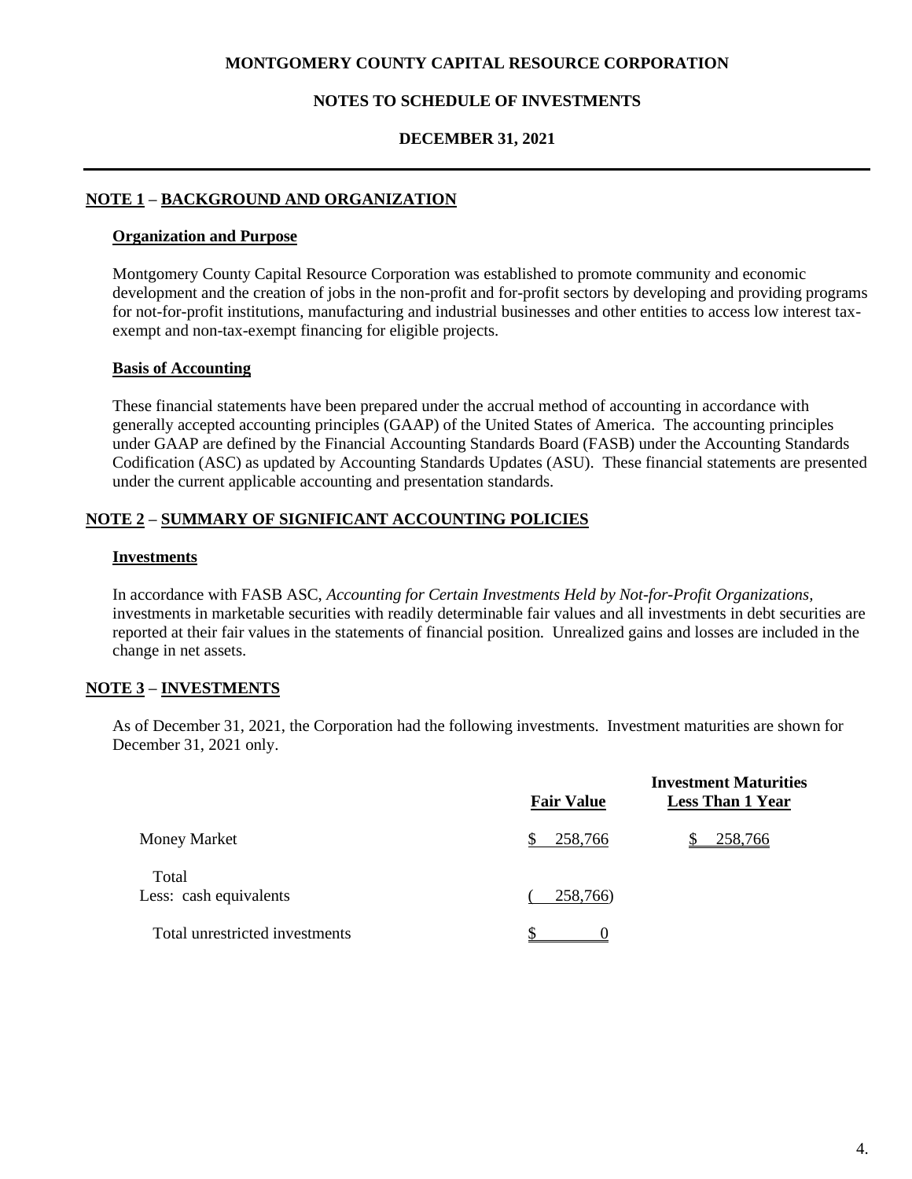**MONTGOMERY COUNTY CAPITAL RESOURCE CORPORATION**

**NOTES TO SCHEDULE OF INVESTMENTS**

**DECEMBER 31, 2021**

## NOTE 1 – BACKGROUND AND ORGANIZATION

### Organization and Purpose

Montgomery County Capital Resource Corporation was established to promote community and economic development and the creation of jobs in the non-profit and for-profit sectors by developing and providing programs for not-for-profit institutions, manufacturing and industrial businesses and other entities to access low interest tax-exempt and non-tax-exempt financing for eligible projects.

### Basis of Accounting

These financial statements have been prepared under the accrual method of accounting in accordance with generally accepted accounting principles (GAAP) of the United States of America. The accounting principles under GAAP are defined by the Financial Accounting Standards Board (FASB) under the Accounting Standards Codification (ASC) as updated by Accounting Standards Updates (ASU). These financial statements are presented under the current applicable accounting and presentation standards.

## NOTE 2 – SUMMARY OF SIGNIFICANT ACCOUNTING POLICIES

### Investments

In accordance with FASB ASC, *Accounting for Certain Investments Held by Not-for-Profit Organizations,* investments in marketable securities with readily determinable fair values and all investments in debt securities are reported at their fair values in the statements of financial position. Unrealized gains and losses are included in the change in net assets.

## NOTE 3 – INVESTMENTS

As of December 31, 2021, the Corporation had the following investments. Investment maturities are shown for December 31, 2021 only.

| | Fair Value | Investment Maturities Less Than 1 Year |
|---|---|---|
| Money Market | $ 258,766 | $ 258,766 |
| Total | | |
| Less: cash equivalents | ( 258,766) | |
| Total unrestricted investments | $ 0 | |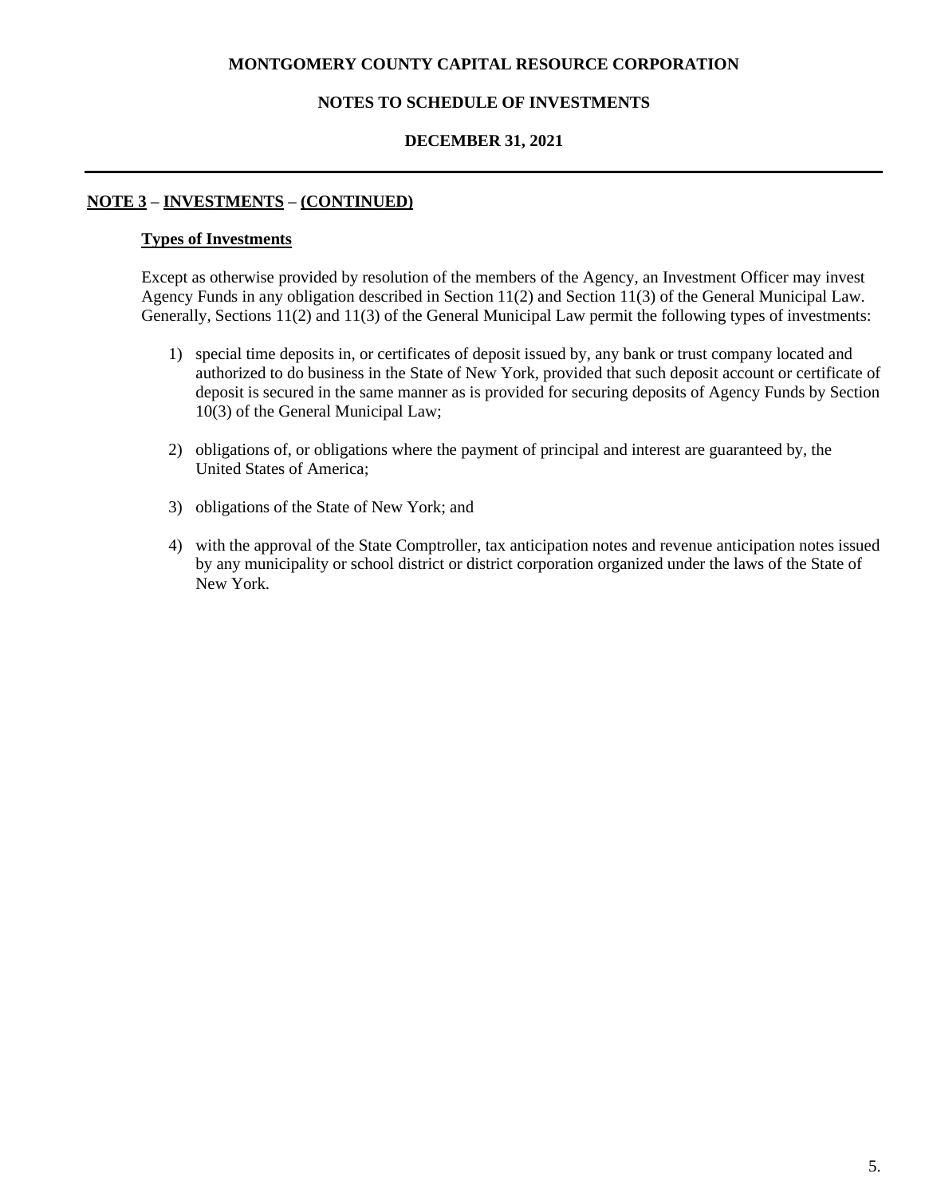# MONTGOMERY COUNTY CAPITAL RESOURCE CORPORATION

## NOTES TO SCHEDULE OF INVESTMENTS

## DECEMBER 31, 2021

### NOTE 3 – INVESTMENTS – (CONTINUED)

**Types of Investments**

Except as otherwise provided by resolution of the members of the Agency, an Investment Officer may invest Agency Funds in any obligation described in Section 11(2) and Section 11(3) of the General Municipal Law. Generally, Sections 11(2) and 11(3) of the General Municipal Law permit the following types of investments:

1) special time deposits in, or certificates of deposit issued by, any bank or trust company located and authorized to do business in the State of New York, provided that such deposit account or certificate of deposit is secured in the same manner as is provided for securing deposits of Agency Funds by Section 10(3) of the General Municipal Law;

2) obligations of, or obligations where the payment of principal and interest are guaranteed by, the United States of America;

3) obligations of the State of New York; and

4) with the approval of the State Comptroller, tax anticipation notes and revenue anticipation notes issued by any municipality or school district or district corporation organized under the laws of the State of New York.